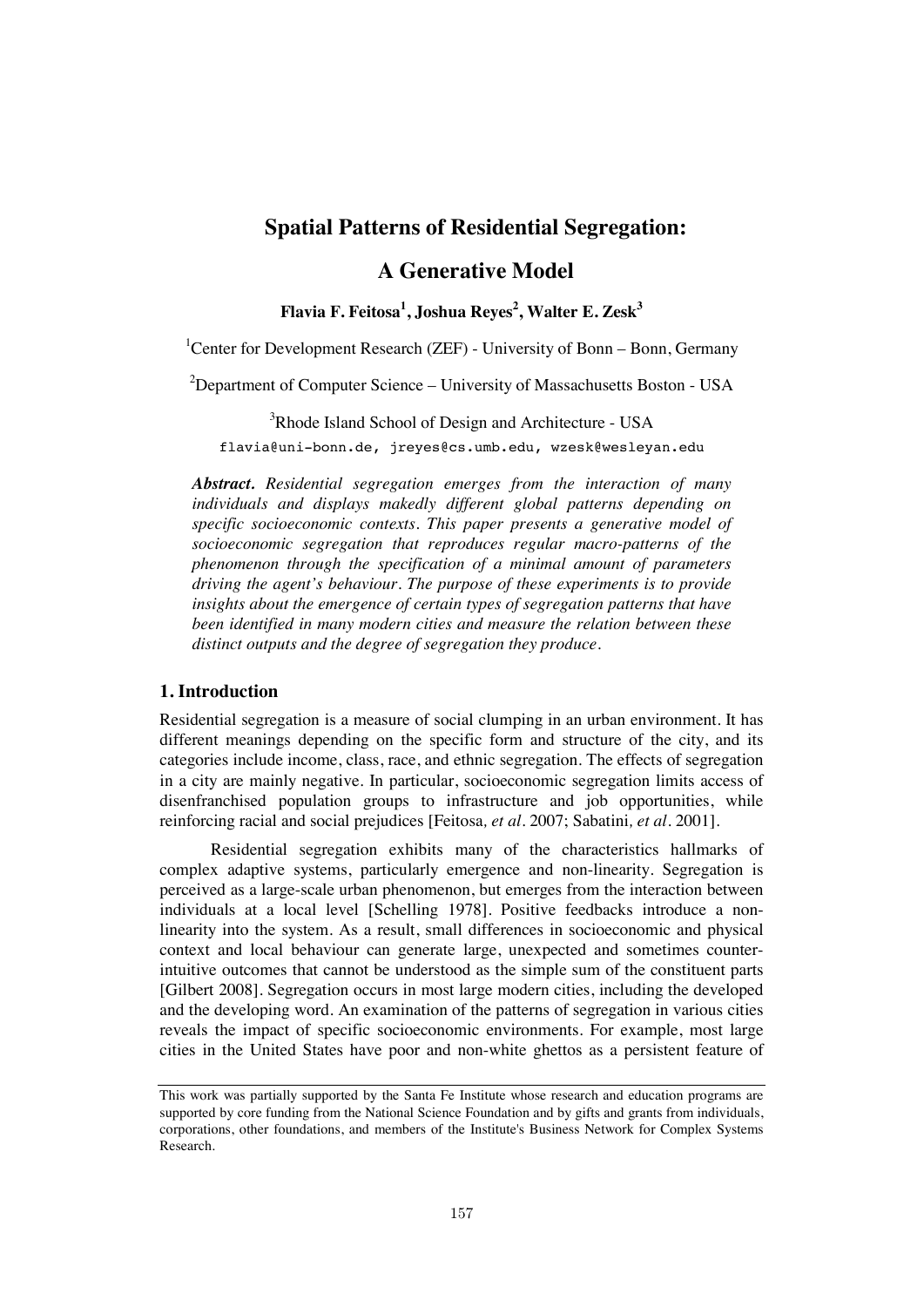# Spatial Patterns of Residential Segregation: A Generative Model

**Flavia F. Feitosa[1], Joshua Reyes[2], Walter E. Zesk[3]**

[1]Center for Development Research (ZEF) - University of Bonn – Bonn, Germany

[2]Department of Computer Science – University of Massachusetts Boston - USA

[3]Rhode Island School of Design and Architecture - USA

flavia@uni-bonn.de, jreyes@cs.umb.edu, wzesk@wesleyan.edu

***Abstract.*** *Residential segregation emerges from the interaction of many individuals and displays makedly different global patterns depending on specific socioeconomic contexts. This paper presents a generative model of socioeconomic segregation that reproduces regular macro-patterns of the phenomenon through the specification of a minimal amount of parameters driving the agent's behaviour. The purpose of these experiments is to provide insights about the emergence of certain types of segregation patterns that have been identified in many modern cities and measure the relation between these distinct outputs and the degree of segregation they produce.*

## 1. Introduction

Residential segregation is a measure of social clumping in an urban environment. It has different meanings depending on the specific form and structure of the city, and its categories include income, class, race, and ethnic segregation. The effects of segregation in a city are mainly negative. In particular, socioeconomic segregation limits access of disenfranchised population groups to infrastructure and job opportunities, while reinforcing racial and social prejudices [Feitosa, *et al*. 2007; Sabatini, *et al*. 2001].

Residential segregation exhibits many of the characteristics hallmarks of complex adaptive systems, particularly emergence and non-linearity. Segregation is perceived as a large-scale urban phenomenon, but emerges from the interaction between individuals at a local level [Schelling 1978]. Positive feedbacks introduce a non-linearity into the system. As a result, small differences in socioeconomic and physical context and local behaviour can generate large, unexpected and sometimes counter-intuitive outcomes that cannot be understood as the simple sum of the constituent parts [Gilbert 2008]. Segregation occurs in most large modern cities, including the developed and the developing word. An examination of the patterns of segregation in various cities reveals the impact of specific socioeconomic environments. For example, most large cities in the United States have poor and non-white ghettos as a persistent feature of

This work was partially supported by the Santa Fe Institute whose research and education programs are supported by core funding from the National Science Foundation and by gifts and grants from individuals, corporations, other foundations, and members of the Institute's Business Network for Complex Systems Research.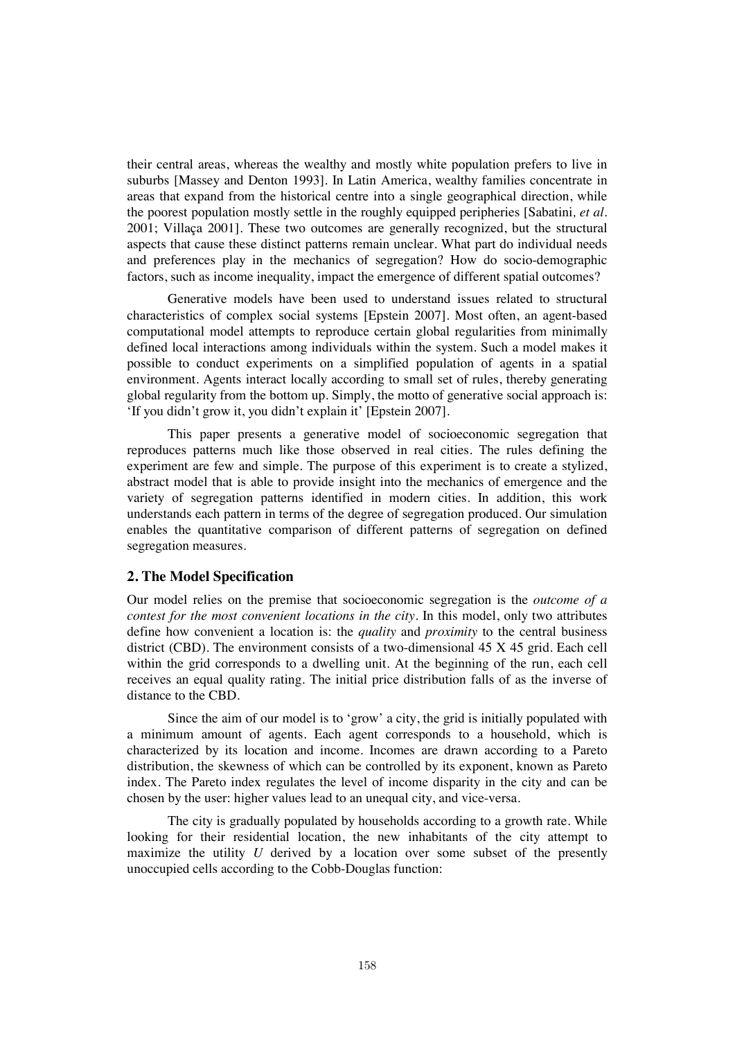their central areas, whereas the wealthy and mostly white population prefers to live in suburbs [Massey and Denton 1993]. In Latin America, wealthy families concentrate in areas that expand from the historical centre into a single geographical direction, while the poorest population mostly settle in the roughly equipped peripheries [Sabatini, *et al*. 2001; Villaça 2001]. These two outcomes are generally recognized, but the structural aspects that cause these distinct patterns remain unclear. What part do individual needs and preferences play in the mechanics of segregation? How do socio-demographic factors, such as income inequality, impact the emergence of different spatial outcomes?

Generative models have been used to understand issues related to structural characteristics of complex social systems [Epstein 2007]. Most often, an agent-based computational model attempts to reproduce certain global regularities from minimally defined local interactions among individuals within the system. Such a model makes it possible to conduct experiments on a simplified population of agents in a spatial environment. Agents interact locally according to small set of rules, thereby generating global regularity from the bottom up. Simply, the motto of generative social approach is: 'If you didn't grow it, you didn't explain it' [Epstein 2007].

This paper presents a generative model of socioeconomic segregation that reproduces patterns much like those observed in real cities. The rules defining the experiment are few and simple. The purpose of this experiment is to create a stylized, abstract model that is able to provide insight into the mechanics of emergence and the variety of segregation patterns identified in modern cities. In addition, this work understands each pattern in terms of the degree of segregation produced. Our simulation enables the quantitative comparison of different patterns of segregation on defined segregation measures.

## 2. The Model Specification

Our model relies on the premise that socioeconomic segregation is the *outcome of a contest for the most convenient locations in the city*. In this model, only two attributes define how convenient a location is: the *quality* and *proximity* to the central business district (CBD). The environment consists of a two-dimensional 45 X 45 grid. Each cell within the grid corresponds to a dwelling unit. At the beginning of the run, each cell receives an equal quality rating. The initial price distribution falls of as the inverse of distance to the CBD.

Since the aim of our model is to 'grow' a city, the grid is initially populated with a minimum amount of agents. Each agent corresponds to a household, which is characterized by its location and income. Incomes are drawn according to a Pareto distribution, the skewness of which can be controlled by its exponent, known as Pareto index. The Pareto index regulates the level of income disparity in the city and can be chosen by the user: higher values lead to an unequal city, and vice-versa.

The city is gradually populated by households according to a growth rate. While looking for their residential location, the new inhabitants of the city attempt to maximize the utility $U$ derived by a location over some subset of the presently unoccupied cells according to the Cobb-Douglas function: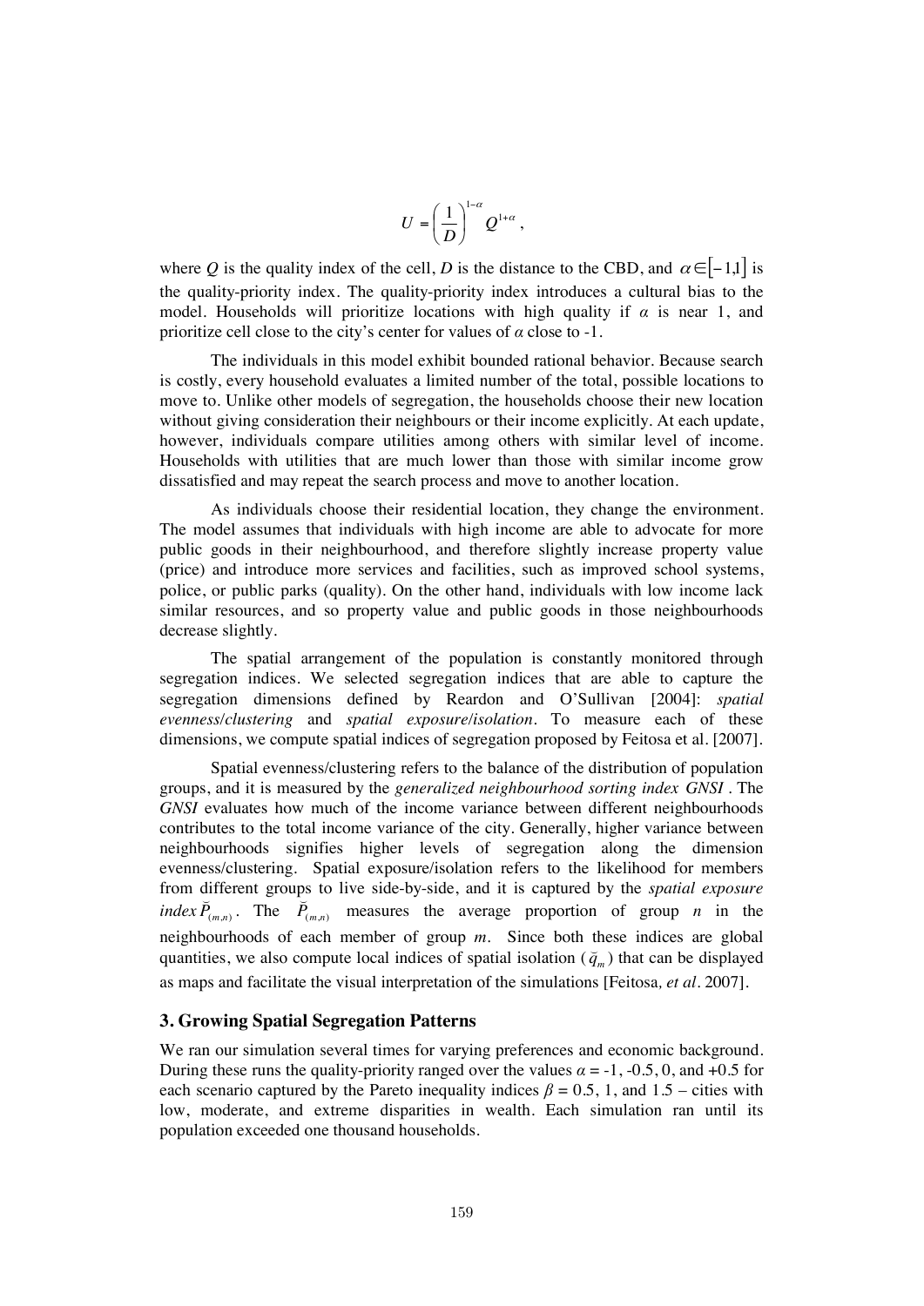$$U = \left(\frac{1}{D}\right)^{1-\alpha} Q^{1+\alpha},$$

where $Q$ is the quality index of the cell, $D$ is the distance to the CBD, and $\alpha \in [-1,1]$ is the quality-priority index. The quality-priority index introduces a cultural bias to the model. Households will prioritize locations with high quality if $\alpha$ is near 1, and prioritize cell close to the city's center for values of $\alpha$ close to -1.

The individuals in this model exhibit bounded rational behavior. Because search is costly, every household evaluates a limited number of the total, possible locations to move to. Unlike other models of segregation, the households choose their new location without giving consideration their neighbours or their income explicitly. At each update, however, individuals compare utilities among others with similar level of income. Households with utilities that are much lower than those with similar income grow dissatisfied and may repeat the search process and move to another location.

As individuals choose their residential location, they change the environment. The model assumes that individuals with high income are able to advocate for more public goods in their neighbourhood, and therefore slightly increase property value (price) and introduce more services and facilities, such as improved school systems, police, or public parks (quality). On the other hand, individuals with low income lack similar resources, and so property value and public goods in those neighbourhoods decrease slightly.

The spatial arrangement of the population is constantly monitored through segregation indices. We selected segregation indices that are able to capture the segregation dimensions defined by Reardon and O'Sullivan [2004]: *spatial evenness/clustering* and *spatial exposure/isolation*. To measure each of these dimensions, we compute spatial indices of segregation proposed by Feitosa et al. [2007].

Spatial evenness/clustering refers to the balance of the distribution of population groups, and it is measured by the *generalized neighbourhood sorting index GNSI*. The *GNSI* evaluates how much of the income variance between different neighbourhoods contributes to the total income variance of the city. Generally, higher variance between neighbourhoods signifies higher levels of segregation along the dimension evenness/clustering. Spatial exposure/isolation refers to the likelihood for members from different groups to live side-by-side, and it is captured by the *spatial exposure index* $\breve{P}_{(m,n)}$. The $\breve{P}_{(m,n)}$ measures the average proportion of group $n$ in the neighbourhoods of each member of group $m$. Since both these indices are global quantities, we also compute local indices of spatial isolation ($\breve{q}_m$) that can be displayed as maps and facilitate the visual interpretation of the simulations [Feitosa, *et al*. 2007].

### 3. Growing Spatial Segregation Patterns

We ran our simulation several times for varying preferences and economic background. During these runs the quality-priority ranged over the values $\alpha$ = -1, -0.5, 0, and +0.5 for each scenario captured by the Pareto inequality indices $\beta$ = 0.5, 1, and 1.5 – cities with low, moderate, and extreme disparities in wealth. Each simulation ran until its population exceeded one thousand households.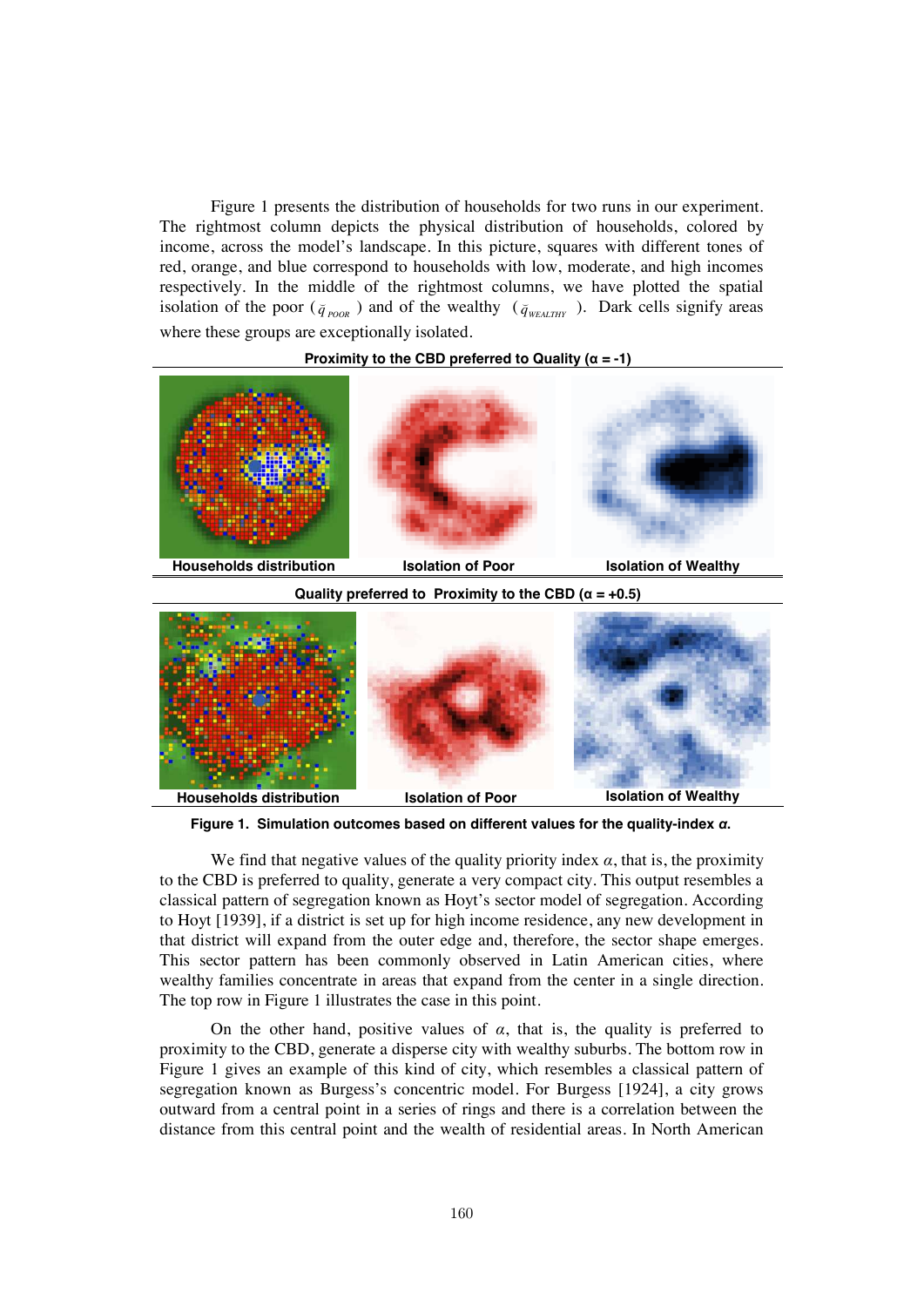Figure 1 presents the distribution of households for two runs in our experiment. The rightmost column depicts the physical distribution of households, colored by income, across the model's landscape. In this picture, squares with different tones of red, orange, and blue correspond to households with low, moderate, and high incomes respectively. In the middle of the rightmost columns, we have plotted the spatial isolation of the poor ($\tilde{q}_{POOR}$) and of the wealthy ($\tilde{q}_{WEALTHY}$). Dark cells signify areas where these groups are exceptionally isolated.

**Proximity to the CBD preferred to Quality (α = -1)**

**Households distribution** | **Isolation of Poor** | **Isolation of Wealthy**

**Quality preferred to Proximity to the CBD (α = +0.5)**

**Households distribution** | **Isolation of Poor** | **Isolation of Wealthy**

**Figure 1. Simulation outcomes based on different values for the quality-index *α*.**

We find that negative values of the quality priority index $\alpha$, that is, the proximity to the CBD is preferred to quality, generate a very compact city. This output resembles a classical pattern of segregation known as Hoyt's sector model of segregation. According to Hoyt [1939], if a district is set up for high income residence, any new development in that district will expand from the outer edge and, therefore, the sector shape emerges. This sector pattern has been commonly observed in Latin American cities, where wealthy families concentrate in areas that expand from the center in a single direction. The top row in Figure 1 illustrates the case in this point.

On the other hand, positive values of $\alpha$, that is, the quality is preferred to proximity to the CBD, generate a disperse city with wealthy suburbs. The bottom row in Figure 1 gives an example of this kind of city, which resembles a classical pattern of segregation known as Burgess's concentric model. For Burgess [1924], a city grows outward from a central point in a series of rings and there is a correlation between the distance from this central point and the wealth of residential areas. In North American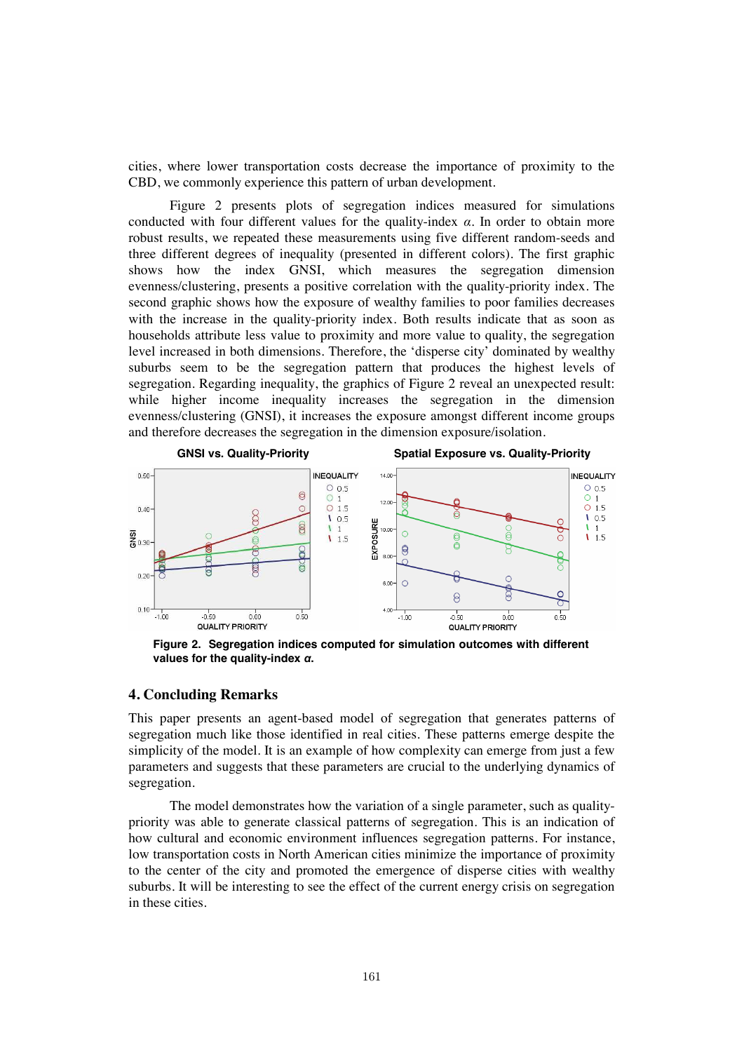cities, where lower transportation costs decrease the importance of proximity to the CBD, we commonly experience this pattern of urban development.

Figure 2 presents plots of segregation indices measured for simulations conducted with four different values for the quality-index $\alpha$. In order to obtain more robust results, we repeated these measurements using five different random-seeds and three different degrees of inequality (presented in different colors). The first graphic shows how the index GNSI, which measures the segregation dimension evenness/clustering, presents a positive correlation with the quality-priority index. The second graphic shows how the exposure of wealthy families to poor families decreases with the increase in the quality-priority index. Both results indicate that as soon as households attribute less value to proximity and more value to quality, the segregation level increased in both dimensions. Therefore, the 'disperse city' dominated by wealthy suburbs seem to be the segregation pattern that produces the highest levels of segregation. Regarding inequality, the graphics of Figure 2 reveal an unexpected result: while higher income inequality increases the segregation in the dimension evenness/clustering (GNSI), it increases the exposure amongst different income groups and therefore decreases the segregation in the dimension exposure/isolation.

**Figure 2. Segregation indices computed for simulation outcomes with different values for the quality-index $\alpha$.**

## 4. Concluding Remarks

This paper presents an agent-based model of segregation that generates patterns of segregation much like those identified in real cities. These patterns emerge despite the simplicity of the model. It is an example of how complexity can emerge from just a few parameters and suggests that these parameters are crucial to the underlying dynamics of segregation.

The model demonstrates how the variation of a single parameter, such as quality-priority was able to generate classical patterns of segregation. This is an indication of how cultural and economic environment influences segregation patterns. For instance, low transportation costs in North American cities minimize the importance of proximity to the center of the city and promoted the emergence of disperse cities with wealthy suburbs. It will be interesting to see the effect of the current energy crisis on segregation in these cities.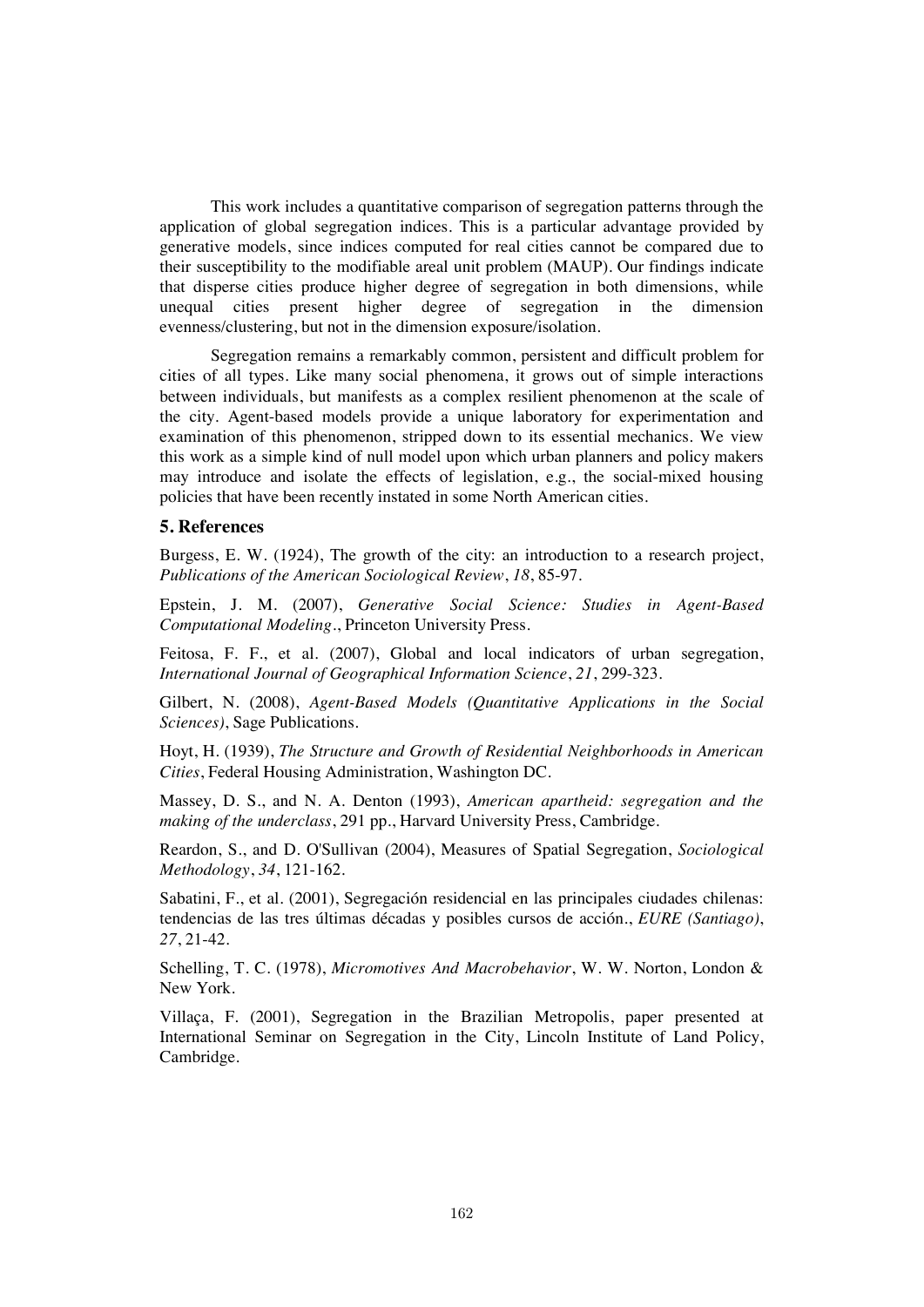This work includes a quantitative comparison of segregation patterns through the application of global segregation indices. This is a particular advantage provided by generative models, since indices computed for real cities cannot be compared due to their susceptibility to the modifiable areal unit problem (MAUP). Our findings indicate that disperse cities produce higher degree of segregation in both dimensions, while unequal cities present higher degree of segregation in the dimension evenness/clustering, but not in the dimension exposure/isolation.

Segregation remains a remarkably common, persistent and difficult problem for cities of all types. Like many social phenomena, it grows out of simple interactions between individuals, but manifests as a complex resilient phenomenon at the scale of the city. Agent-based models provide a unique laboratory for experimentation and examination of this phenomenon, stripped down to its essential mechanics. We view this work as a simple kind of null model upon which urban planners and policy makers may introduce and isolate the effects of legislation, e.g., the social-mixed housing policies that have been recently instated in some North American cities.

## 5. References

Burgess, E. W. (1924), The growth of the city: an introduction to a research project, *Publications of the American Sociological Review*, *18*, 85-97.

Epstein, J. M. (2007), *Generative Social Science: Studies in Agent-Based Computational Modeling.*, Princeton University Press.

Feitosa, F. F., et al. (2007), Global and local indicators of urban segregation, *International Journal of Geographical Information Science*, *21*, 299-323.

Gilbert, N. (2008), *Agent-Based Models (Quantitative Applications in the Social Sciences)*, Sage Publications.

Hoyt, H. (1939), *The Structure and Growth of Residential Neighborhoods in American Cities*, Federal Housing Administration, Washington DC.

Massey, D. S., and N. A. Denton (1993), *American apartheid: segregation and the making of the underclass*, 291 pp., Harvard University Press, Cambridge.

Reardon, S., and D. O'Sullivan (2004), Measures of Spatial Segregation, *Sociological Methodology*, *34*, 121-162.

Sabatini, F., et al. (2001), Segregación residencial en las principales ciudades chilenas: tendencias de las tres últimas décadas y posibles cursos de acción., *EURE (Santiago)*, *27*, 21-42.

Schelling, T. C. (1978), *Micromotives And Macrobehavior*, W. W. Norton, London & New York.

Villaça, F. (2001), Segregation in the Brazilian Metropolis, paper presented at International Seminar on Segregation in the City, Lincoln Institute of Land Policy, Cambridge.